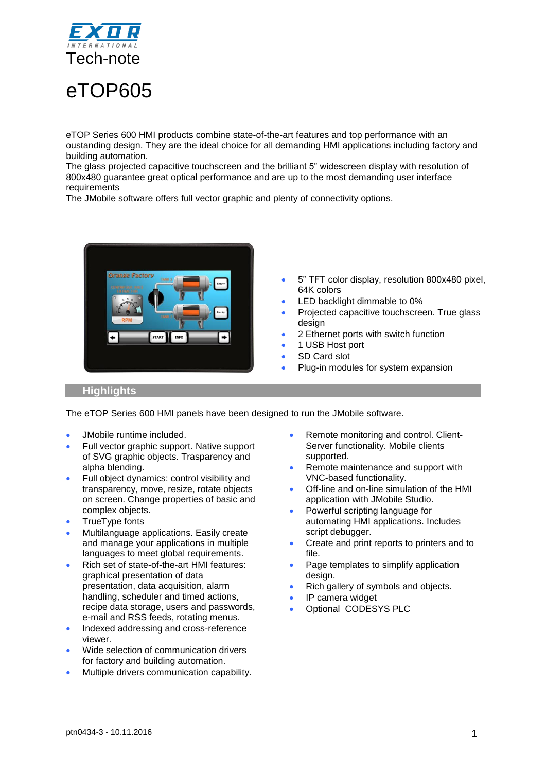EXOR INTERNATIONAL

Tech-note

# eTOP605

eTOP Series 600 HMI products combine state-of-the-art features and top performance with an oustanding design. They are the ideal choice for all demanding HMI applications including factory and building automation.
The glass projected capacitive touchscreen and the brilliant 5" widescreen display with resolution of 800x480 guarantee great optical performance and are up to the most demanding user interface requirements
The JMobile software offers full vector graphic and plenty of connectivity options.

- 5" TFT color display, resolution 800x480 pixel, 64K colors
- LED backlight dimmable to 0%
- Projected capacitive touchscreen. True glass design
- 2 Ethernet ports with switch function
- 1 USB Host port
- SD Card slot
- Plug-in modules for system expansion

## Highlights

The eTOP Series 600 HMI panels have been designed to run the JMobile software.

- JMobile runtime included.
- Full vector graphic support. Native support of SVG graphic objects. Trasparency and alpha blending.
- Full object dynamics: control visibility and transparency, move, resize, rotate objects on screen. Change properties of basic and complex objects.
- TrueType fonts
- Multilanguage applications. Easily create and manage your applications in multiple languages to meet global requirements.
- Rich set of state-of-the-art HMI features: graphical presentation of data presentation, data acquisition, alarm handling, scheduler and timed actions, recipe data storage, users and passwords, e-mail and RSS feeds, rotating menus.
- Indexed addressing and cross-reference viewer.
- Wide selection of communication drivers for factory and building automation.
- Multiple drivers communication capability.
- Remote monitoring and control. Client-Server functionality. Mobile clients supported.
- Remote maintenance and support with VNC-based functionality.
- Off-line and on-line simulation of the HMI application with JMobile Studio.
- Powerful scripting language for automating HMI applications. Includes script debugger.
- Create and print reports to printers and to file.
- Page templates to simplify application design.
- Rich gallery of symbols and objects.
- IP camera widget
- Optional CODESYS PLC

ptn0434-3 - 10.11.2016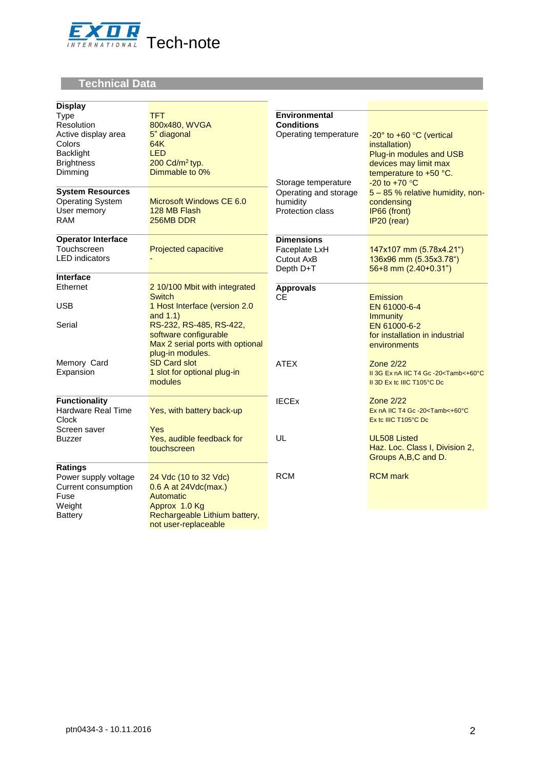## Technical Data

| **Display** | |
|---|---|
| Type | TFT |
| Resolution | 800x480, WVGA |
| Active display area | 5" diagonal |
| Colors | 64K |
| Backlight | LED |
| Brightness | 200 Cd/m² typ. |
| Dimming | Dimmable to 0% |

| **System Resources** | |
|---|---|
| Operating System | Microsoft Windows CE 6.0 |
| User memory | 128 MB Flash |
| RAM | 256MB DDR |

| **Operator Interface** | |
|---|---|
| Touchscreen | Projected capacitive |
| LED indicators | - |

| **Interface** | |
|---|---|
| Ethernet | 2 10/100 Mbit with integrated Switch |
| USB | 1 Host Interface (version 2.0 and 1.1) |
| Serial | RS-232, RS-485, RS-422, software configurable<br>Max 2 serial ports with optional plug-in modules. |
| Memory Card | SD Card slot |
| Expansion | 1 slot for optional plug-in modules |

| **Functionality** | |
|---|---|
| Hardware Real Time Clock | Yes, with battery back-up |
| Screen saver | Yes |
| Buzzer | Yes, audible feedback for touchscreen |

| **Ratings** | |
|---|---|
| Power supply voltage | 24 Vdc (10 to 32 Vdc) |
| Current consumption | 0.6 A at 24Vdc(max.) |
| Fuse | Automatic |
| Weight | Approx 1.0 Kg |
| Battery | Rechargeable Lithium battery, not user-replaceable |

| **Environmental Conditions** | |
|---|---|
| Operating temperature | -20° to +60 °C (vertical installation)<br>Plug-in modules and USB devices may limit max temperature to +50 °C. |
| Storage temperature | -20 to +70 °C |
| Operating and storage humidity | 5 – 85 % relative humidity, non-condensing |
| Protection class | IP66 (front)<br>IP20 (rear) |

| **Dimensions** | |
|---|---|
| Faceplate LxH | 147x107 mm (5.78x4.21") |
| Cutout AxB | 136x96 mm (5.35x3.78") |
| Depth D+T | 56+8 mm (2.40+0.31") |

| **Approvals** | |
|---|---|
| CE | Emission<br>EN 61000-6-4<br>Immunity<br>EN 61000-6-2<br>for installation in industrial environments |
| ATEX | Zone 2/22<br>II 3G Ex nA IIC T4 Gc -20<Tamb<+60°C<br>II 3D Ex tc IIIC T105°C Dc |
| IECEx | Zone 2/22<br>Ex nA IIC T4 Gc -20<Tamb<+60°C<br>Ex tc IIIC T105°C Dc |
| UL | UL508 Listed<br>Haz. Loc. Class I, Division 2, Groups A,B,C and D. |
| RCM | RCM mark |

ptn0434-3 - 10.11.2016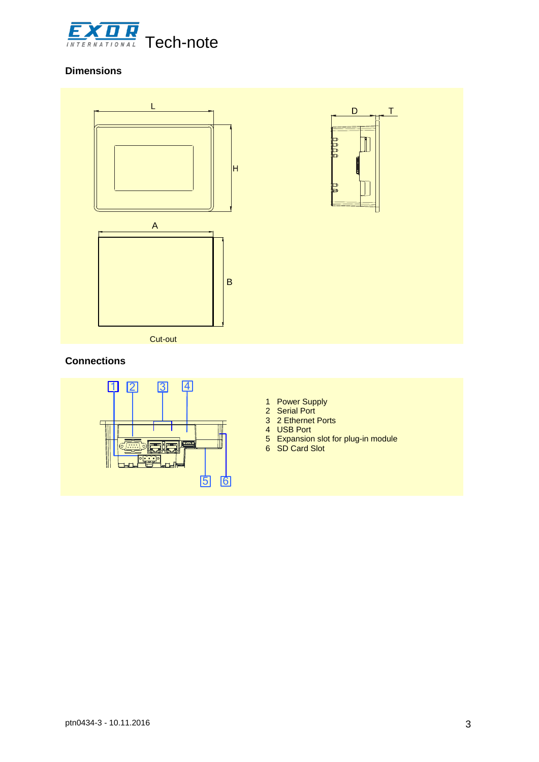## Dimensions

L

H

D

T

A

B

Cut-out

## Connections

1. Power Supply
2. Serial Port
3. 2 Ethernet Ports
4. USB Port
5. Expansion slot for plug-in module
6. SD Card Slot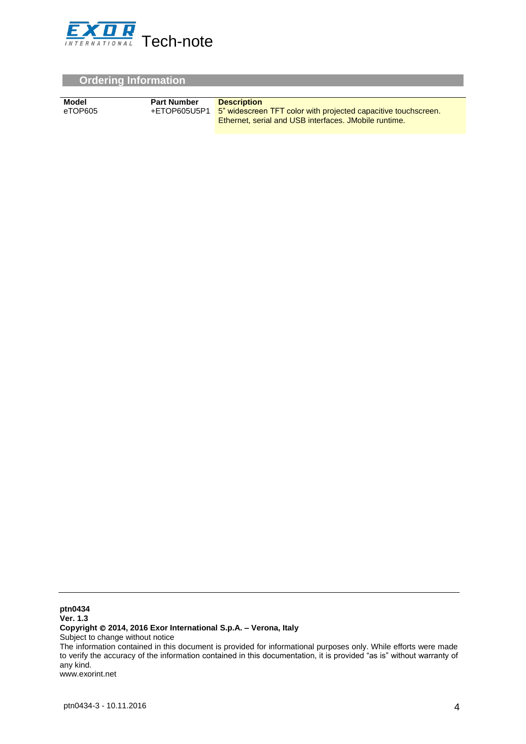## Ordering Information

| Model | Part Number | Description |
|---|---|---|
| eTOP605 | +ETOP605U5P1 | 5" widescreen TFT color with projected capacitive touchscreen. Ethernet, serial and USB interfaces. JMobile runtime. |

**ptn0434**
**Ver. 1.3**
**Copyright © 2014, 2016 Exor International S.p.A. – Verona, Italy**
Subject to change without notice
The information contained in this document is provided for informational purposes only. While efforts were made to verify the accuracy of the information contained in this documentation, it is provided "as is" without warranty of any kind.
www.exorint.net